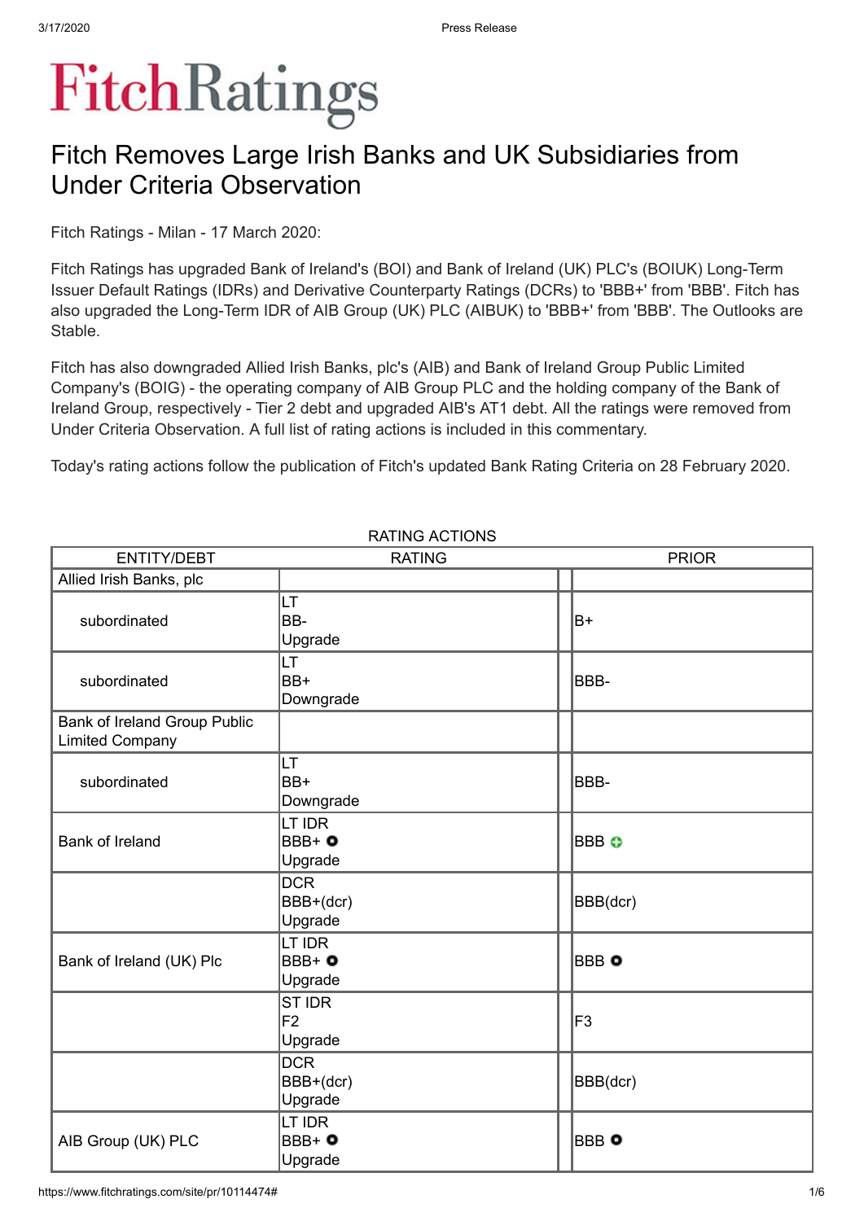# FitchRatings

## Fitch Removes Large Irish Banks and UK Subsidiaries from Under Criteria Observation

Fitch Ratings - Milan - 17 March 2020:

Fitch Ratings has upgraded Bank of Ireland's (BOI) and Bank of Ireland (UK) PLC's (BOIUK) Long-Term Issuer Default Ratings (IDRs) and Derivative Counterparty Ratings (DCRs) to 'BBB+' from 'BBB'. Fitch has also upgraded the Long-Term IDR of AIB Group (UK) PLC (AIBUK) to 'BBB+' from 'BBB'. The Outlooks are Stable.

Fitch has also downgraded Allied Irish Banks, plc's (AIB) and Bank of Ireland Group Public Limited Company's (BOIG) - the operating company of AIB Group PLC and the holding company of the Bank of Ireland Group, respectively - Tier 2 debt and upgraded AIB's AT1 debt. All the ratings were removed from Under Criteria Observation. A full list of rating actions is included in this commentary.

Today's rating actions follow the publication of Fitch's updated Bank Rating Criteria on 28 February 2020.

RATING ACTIONS

| ENTITY/DEBT | RATING | | PRIOR |
|---|---|---|---|
| Allied Irish Banks, plc | | | |
| subordinated | LT BB- Upgrade | | B+ |
| subordinated | LT BB+ Downgrade | | BBB- |
| Bank of Ireland Group Public Limited Company | | | |
| subordinated | LT BB+ Downgrade | | BBB- |
| Bank of Ireland | LT IDR BBB+ ○ Upgrade | | BBB ⊕ |
| | DCR BBB+(dcr) Upgrade | | BBB(dcr) |
| Bank of Ireland (UK) Plc | LT IDR BBB+ ○ Upgrade | | BBB ○ |
| | ST IDR F2 Upgrade | | F3 |
| | DCR BBB+(dcr) Upgrade | | BBB(dcr) |
| AIB Group (UK) PLC | LT IDR BBB+ ○ Upgrade | | BBB ○ |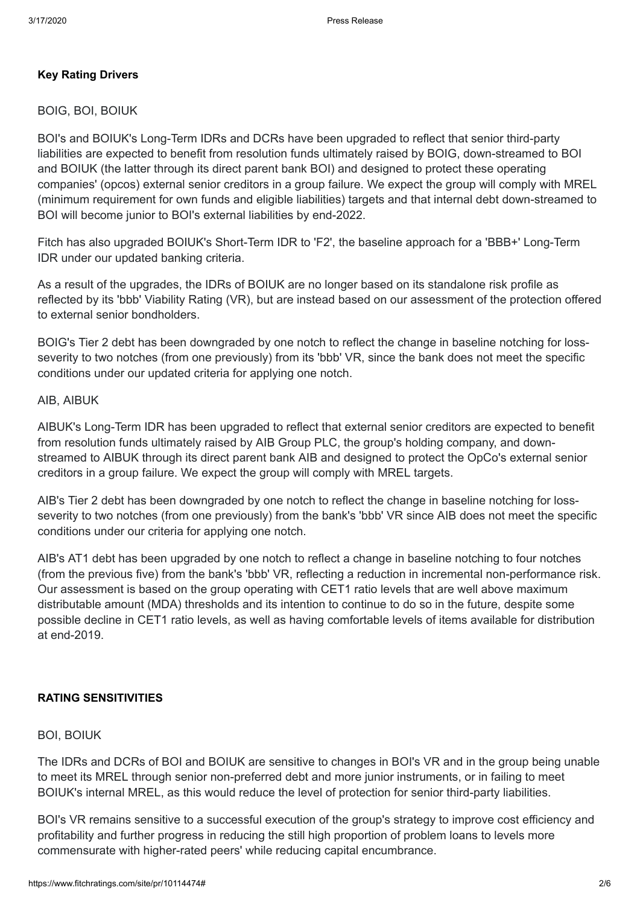**Key Rating Drivers**

BOIG, BOI, BOIUK

BOI's and BOIUK's Long-Term IDRs and DCRs have been upgraded to reflect that senior third-party liabilities are expected to benefit from resolution funds ultimately raised by BOIG, down-streamed to BOI and BOIUK (the latter through its direct parent bank BOI) and designed to protect these operating companies' (opcos) external senior creditors in a group failure. We expect the group will comply with MREL (minimum requirement for own funds and eligible liabilities) targets and that internal debt down-streamed to BOI will become junior to BOI's external liabilities by end-2022.

Fitch has also upgraded BOIUK's Short-Term IDR to 'F2', the baseline approach for a 'BBB+' Long-Term IDR under our updated banking criteria.

As a result of the upgrades, the IDRs of BOIUK are no longer based on its standalone risk profile as reflected by its 'bbb' Viability Rating (VR), but are instead based on our assessment of the protection offered to external senior bondholders.

BOIG's Tier 2 debt has been downgraded by one notch to reflect the change in baseline notching for loss-severity to two notches (from one previously) from its 'bbb' VR, since the bank does not meet the specific conditions under our updated criteria for applying one notch.

AIB, AIBUK

AIBUK's Long-Term IDR has been upgraded to reflect that external senior creditors are expected to benefit from resolution funds ultimately raised by AIB Group PLC, the group's holding company, and down-streamed to AIBUK through its direct parent bank AIB and designed to protect the OpCo's external senior creditors in a group failure. We expect the group will comply with MREL targets.

AIB's Tier 2 debt has been downgraded by one notch to reflect the change in baseline notching for loss-severity to two notches (from one previously) from the bank's 'bbb' VR since AIB does not meet the specific conditions under our criteria for applying one notch.

AIB's AT1 debt has been upgraded by one notch to reflect a change in baseline notching to four notches (from the previous five) from the bank's 'bbb' VR, reflecting a reduction in incremental non-performance risk. Our assessment is based on the group operating with CET1 ratio levels that are well above maximum distributable amount (MDA) thresholds and its intention to continue to do so in the future, despite some possible decline in CET1 ratio levels, as well as having comfortable levels of items available for distribution at end-2019.

**RATING SENSITIVITIES**

BOI, BOIUK

The IDRs and DCRs of BOI and BOIUK are sensitive to changes in BOI's VR and in the group being unable to meet its MREL through senior non-preferred debt and more junior instruments, or in failing to meet BOIUK's internal MREL, as this would reduce the level of protection for senior third-party liabilities.

BOI's VR remains sensitive to a successful execution of the group's strategy to improve cost efficiency and profitability and further progress in reducing the still high proportion of problem loans to levels more commensurate with higher-rated peers' while reducing capital encumbrance.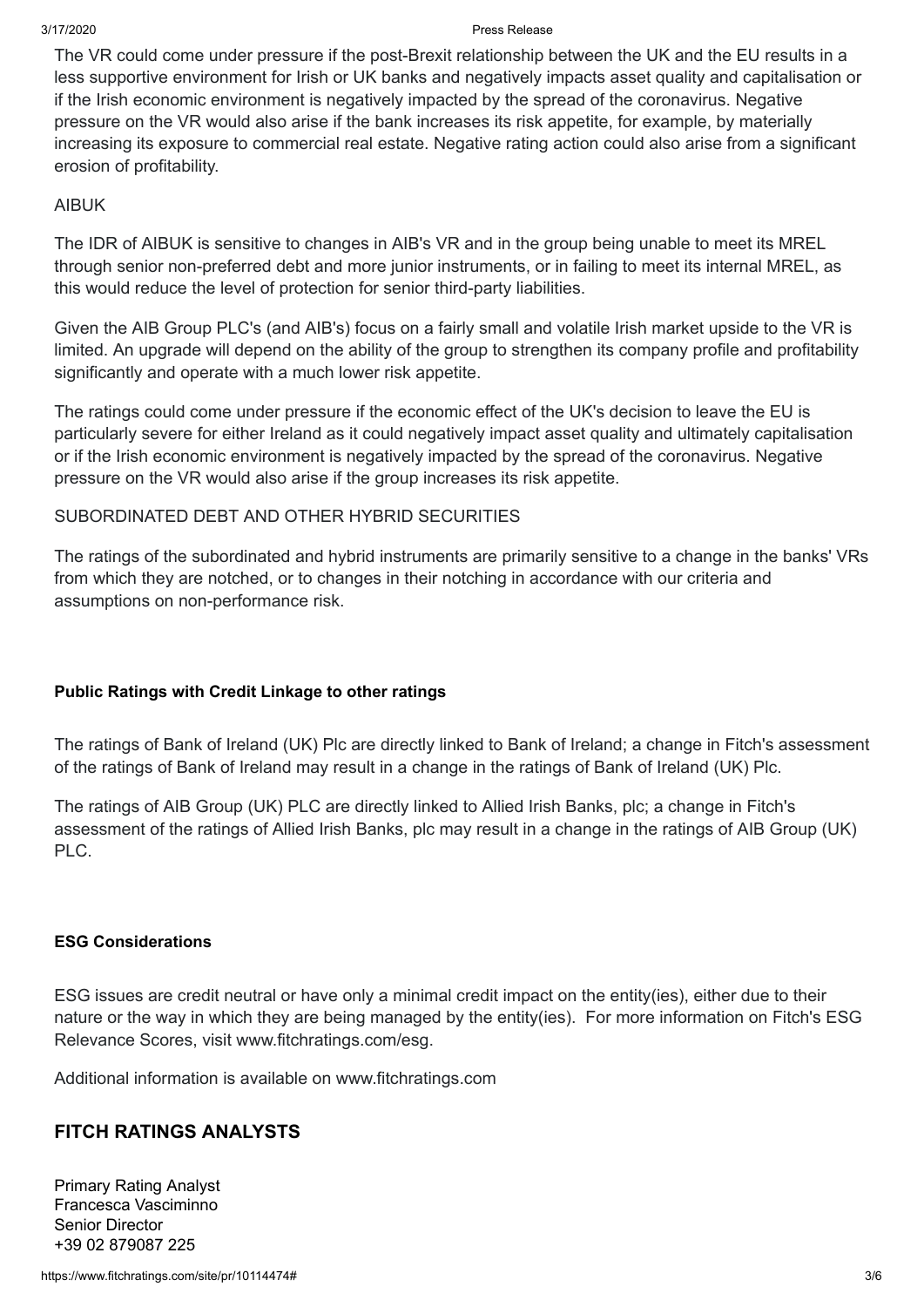The VR could come under pressure if the post-Brexit relationship between the UK and the EU results in a less supportive environment for Irish or UK banks and negatively impacts asset quality and capitalisation or if the Irish economic environment is negatively impacted by the spread of the coronavirus. Negative pressure on the VR would also arise if the bank increases its risk appetite, for example, by materially increasing its exposure to commercial real estate. Negative rating action could also arise from a significant erosion of profitability.

AIBUK

The IDR of AIBUK is sensitive to changes in AIB's VR and in the group being unable to meet its MREL through senior non-preferred debt and more junior instruments, or in failing to meet its internal MREL, as this would reduce the level of protection for senior third-party liabilities.

Given the AIB Group PLC's (and AIB's) focus on a fairly small and volatile Irish market upside to the VR is limited. An upgrade will depend on the ability of the group to strengthen its company profile and profitability significantly and operate with a much lower risk appetite.

The ratings could come under pressure if the economic effect of the UK's decision to leave the EU is particularly severe for either Ireland as it could negatively impact asset quality and ultimately capitalisation or if the Irish economic environment is negatively impacted by the spread of the coronavirus. Negative pressure on the VR would also arise if the group increases its risk appetite.

SUBORDINATED DEBT AND OTHER HYBRID SECURITIES

The ratings of the subordinated and hybrid instruments are primarily sensitive to a change in the banks' VRs from which they are notched, or to changes in their notching in accordance with our criteria and assumptions on non-performance risk.

**Public Ratings with Credit Linkage to other ratings**

The ratings of Bank of Ireland (UK) Plc are directly linked to Bank of Ireland; a change in Fitch's assessment of the ratings of Bank of Ireland may result in a change in the ratings of Bank of Ireland (UK) Plc.

The ratings of AIB Group (UK) PLC are directly linked to Allied Irish Banks, plc; a change in Fitch's assessment of the ratings of Allied Irish Banks, plc may result in a change in the ratings of AIB Group (UK) PLC.

**ESG Considerations**

ESG issues are credit neutral or have only a minimal credit impact on the entity(ies), either due to their nature or the way in which they are being managed by the entity(ies). For more information on Fitch's ESG Relevance Scores, visit www.fitchratings.com/esg.

Additional information is available on www.fitchratings.com

## FITCH RATINGS ANALYSTS

Primary Rating Analyst
Francesca Vasciminno
Senior Director
+39 02 879087 225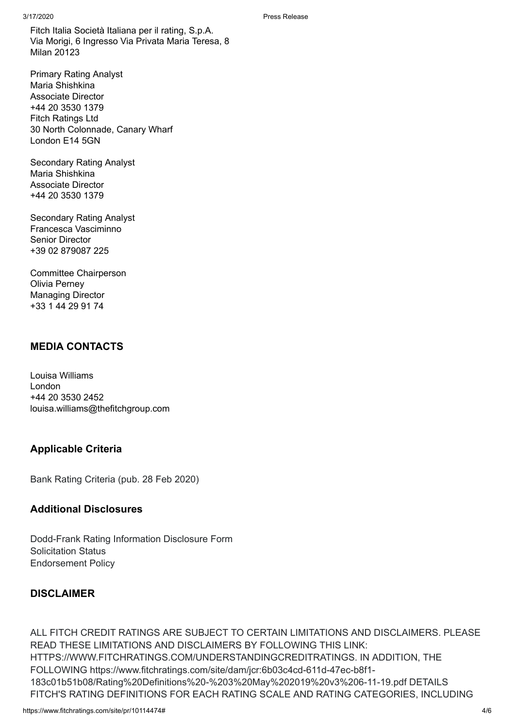Fitch Italia Società Italiana per il rating, S.p.A.
Via Morigi, 6 Ingresso Via Privata Maria Teresa, 8
Milan 20123

Primary Rating Analyst
Maria Shishkina
Associate Director
+44 20 3530 1379
Fitch Ratings Ltd
30 North Colonnade, Canary Wharf
London E14 5GN

Secondary Rating Analyst
Maria Shishkina
Associate Director
+44 20 3530 1379

Secondary Rating Analyst
Francesca Vasciminno
Senior Director
+39 02 879087 225

Committee Chairperson
Olivia Perney
Managing Director
+33 1 44 29 91 74

## MEDIA CONTACTS

Louisa Williams
London
+44 20 3530 2452
louisa.williams@thefitchgroup.com

## Applicable Criteria

Bank Rating Criteria (pub. 28 Feb 2020)

## Additional Disclosures

Dodd-Frank Rating Information Disclosure Form
Solicitation Status
Endorsement Policy

## DISCLAIMER

ALL FITCH CREDIT RATINGS ARE SUBJECT TO CERTAIN LIMITATIONS AND DISCLAIMERS. PLEASE READ THESE LIMITATIONS AND DISCLAIMERS BY FOLLOWING THIS LINK: HTTPS://WWW.FITCHRATINGS.COM/UNDERSTANDINGCREDITRATINGS. IN ADDITION, THE FOLLOWING https://www.fitchratings.com/site/dam/jcr:6b03c4cd-611d-47ec-b8f1-183c01b51b08/Rating%20Definitions%20-%203%20May%202019%20v3%206-11-19.pdf DETAILS FITCH'S RATING DEFINITIONS FOR EACH RATING SCALE AND RATING CATEGORIES, INCLUDING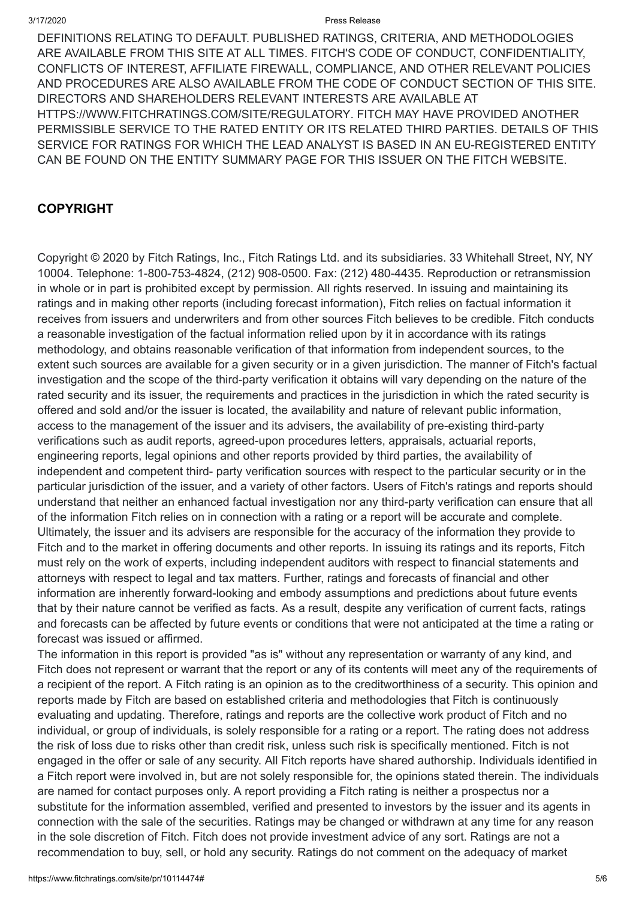DEFINITIONS RELATING TO DEFAULT. PUBLISHED RATINGS, CRITERIA, AND METHODOLOGIES ARE AVAILABLE FROM THIS SITE AT ALL TIMES. FITCH'S CODE OF CONDUCT, CONFIDENTIALITY, CONFLICTS OF INTEREST, AFFILIATE FIREWALL, COMPLIANCE, AND OTHER RELEVANT POLICIES AND PROCEDURES ARE ALSO AVAILABLE FROM THE CODE OF CONDUCT SECTION OF THIS SITE. DIRECTORS AND SHAREHOLDERS RELEVANT INTERESTS ARE AVAILABLE AT HTTPS://WWW.FITCHRATINGS.COM/SITE/REGULATORY. FITCH MAY HAVE PROVIDED ANOTHER PERMISSIBLE SERVICE TO THE RATED ENTITY OR ITS RELATED THIRD PARTIES. DETAILS OF THIS SERVICE FOR RATINGS FOR WHICH THE LEAD ANALYST IS BASED IN AN EU-REGISTERED ENTITY CAN BE FOUND ON THE ENTITY SUMMARY PAGE FOR THIS ISSUER ON THE FITCH WEBSITE.

## COPYRIGHT

Copyright © 2020 by Fitch Ratings, Inc., Fitch Ratings Ltd. and its subsidiaries. 33 Whitehall Street, NY, NY 10004. Telephone: 1-800-753-4824, (212) 908-0500. Fax: (212) 480-4435. Reproduction or retransmission in whole or in part is prohibited except by permission. All rights reserved. In issuing and maintaining its ratings and in making other reports (including forecast information), Fitch relies on factual information it receives from issuers and underwriters and from other sources Fitch believes to be credible. Fitch conducts a reasonable investigation of the factual information relied upon by it in accordance with its ratings methodology, and obtains reasonable verification of that information from independent sources, to the extent such sources are available for a given security or in a given jurisdiction. The manner of Fitch's factual investigation and the scope of the third-party verification it obtains will vary depending on the nature of the rated security and its issuer, the requirements and practices in the jurisdiction in which the rated security is offered and sold and/or the issuer is located, the availability and nature of relevant public information, access to the management of the issuer and its advisers, the availability of pre-existing third-party verifications such as audit reports, agreed-upon procedures letters, appraisals, actuarial reports, engineering reports, legal opinions and other reports provided by third parties, the availability of independent and competent third- party verification sources with respect to the particular security or in the particular jurisdiction of the issuer, and a variety of other factors. Users of Fitch's ratings and reports should understand that neither an enhanced factual investigation nor any third-party verification can ensure that all of the information Fitch relies on in connection with a rating or a report will be accurate and complete. Ultimately, the issuer and its advisers are responsible for the accuracy of the information they provide to Fitch and to the market in offering documents and other reports. In issuing its ratings and its reports, Fitch must rely on the work of experts, including independent auditors with respect to financial statements and attorneys with respect to legal and tax matters. Further, ratings and forecasts of financial and other information are inherently forward-looking and embody assumptions and predictions about future events that by their nature cannot be verified as facts. As a result, despite any verification of current facts, ratings and forecasts can be affected by future events or conditions that were not anticipated at the time a rating or forecast was issued or affirmed.

The information in this report is provided "as is" without any representation or warranty of any kind, and Fitch does not represent or warrant that the report or any of its contents will meet any of the requirements of a recipient of the report. A Fitch rating is an opinion as to the creditworthiness of a security. This opinion and reports made by Fitch are based on established criteria and methodologies that Fitch is continuously evaluating and updating. Therefore, ratings and reports are the collective work product of Fitch and no individual, or group of individuals, is solely responsible for a rating or a report. The rating does not address the risk of loss due to risks other than credit risk, unless such risk is specifically mentioned. Fitch is not engaged in the offer or sale of any security. All Fitch reports have shared authorship. Individuals identified in a Fitch report were involved in, but are not solely responsible for, the opinions stated therein. The individuals are named for contact purposes only. A report providing a Fitch rating is neither a prospectus nor a substitute for the information assembled, verified and presented to investors by the issuer and its agents in connection with the sale of the securities. Ratings may be changed or withdrawn at any time for any reason in the sole discretion of Fitch. Fitch does not provide investment advice of any sort. Ratings are not a recommendation to buy, sell, or hold any security. Ratings do not comment on the adequacy of market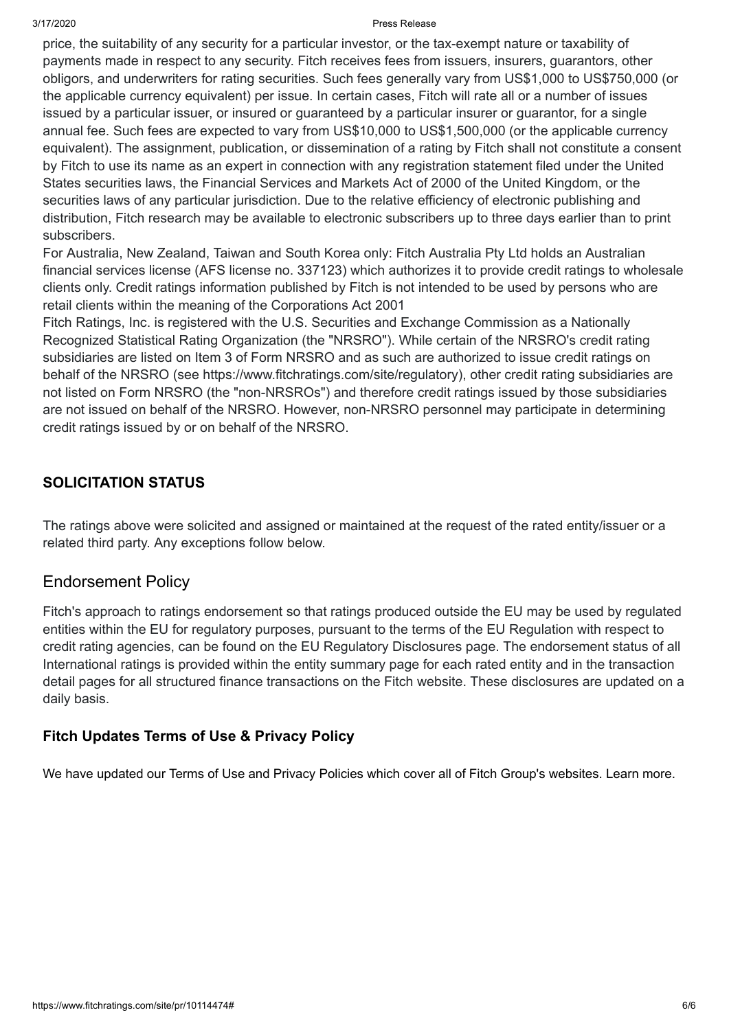price, the suitability of any security for a particular investor, or the tax-exempt nature or taxability of payments made in respect to any security. Fitch receives fees from issuers, insurers, guarantors, other obligors, and underwriters for rating securities. Such fees generally vary from US$1,000 to US$750,000 (or the applicable currency equivalent) per issue. In certain cases, Fitch will rate all or a number of issues issued by a particular issuer, or insured or guaranteed by a particular insurer or guarantor, for a single annual fee. Such fees are expected to vary from US$10,000 to US$1,500,000 (or the applicable currency equivalent). The assignment, publication, or dissemination of a rating by Fitch shall not constitute a consent by Fitch to use its name as an expert in connection with any registration statement filed under the United States securities laws, the Financial Services and Markets Act of 2000 of the United Kingdom, or the securities laws of any particular jurisdiction. Due to the relative efficiency of electronic publishing and distribution, Fitch research may be available to electronic subscribers up to three days earlier than to print subscribers.

For Australia, New Zealand, Taiwan and South Korea only: Fitch Australia Pty Ltd holds an Australian financial services license (AFS license no. 337123) which authorizes it to provide credit ratings to wholesale clients only. Credit ratings information published by Fitch is not intended to be used by persons who are retail clients within the meaning of the Corporations Act 2001

Fitch Ratings, Inc. is registered with the U.S. Securities and Exchange Commission as a Nationally Recognized Statistical Rating Organization (the "NRSRO"). While certain of the NRSRO's credit rating subsidiaries are listed on Item 3 of Form NRSRO and as such are authorized to issue credit ratings on behalf of the NRSRO (see https://www.fitchratings.com/site/regulatory), other credit rating subsidiaries are not listed on Form NRSRO (the "non-NRSROs") and therefore credit ratings issued by those subsidiaries are not issued on behalf of the NRSRO. However, non-NRSRO personnel may participate in determining credit ratings issued by or on behalf of the NRSRO.

### SOLICITATION STATUS

The ratings above were solicited and assigned or maintained at the request of the rated entity/issuer or a related third party. Any exceptions follow below.

## Endorsement Policy

Fitch's approach to ratings endorsement so that ratings produced outside the EU may be used by regulated entities within the EU for regulatory purposes, pursuant to the terms of the EU Regulation with respect to credit rating agencies, can be found on the EU Regulatory Disclosures page. The endorsement status of all International ratings is provided within the entity summary page for each rated entity and in the transaction detail pages for all structured finance transactions on the Fitch website. These disclosures are updated on a daily basis.

### Fitch Updates Terms of Use & Privacy Policy

We have updated our Terms of Use and Privacy Policies which cover all of Fitch Group's websites. Learn more.